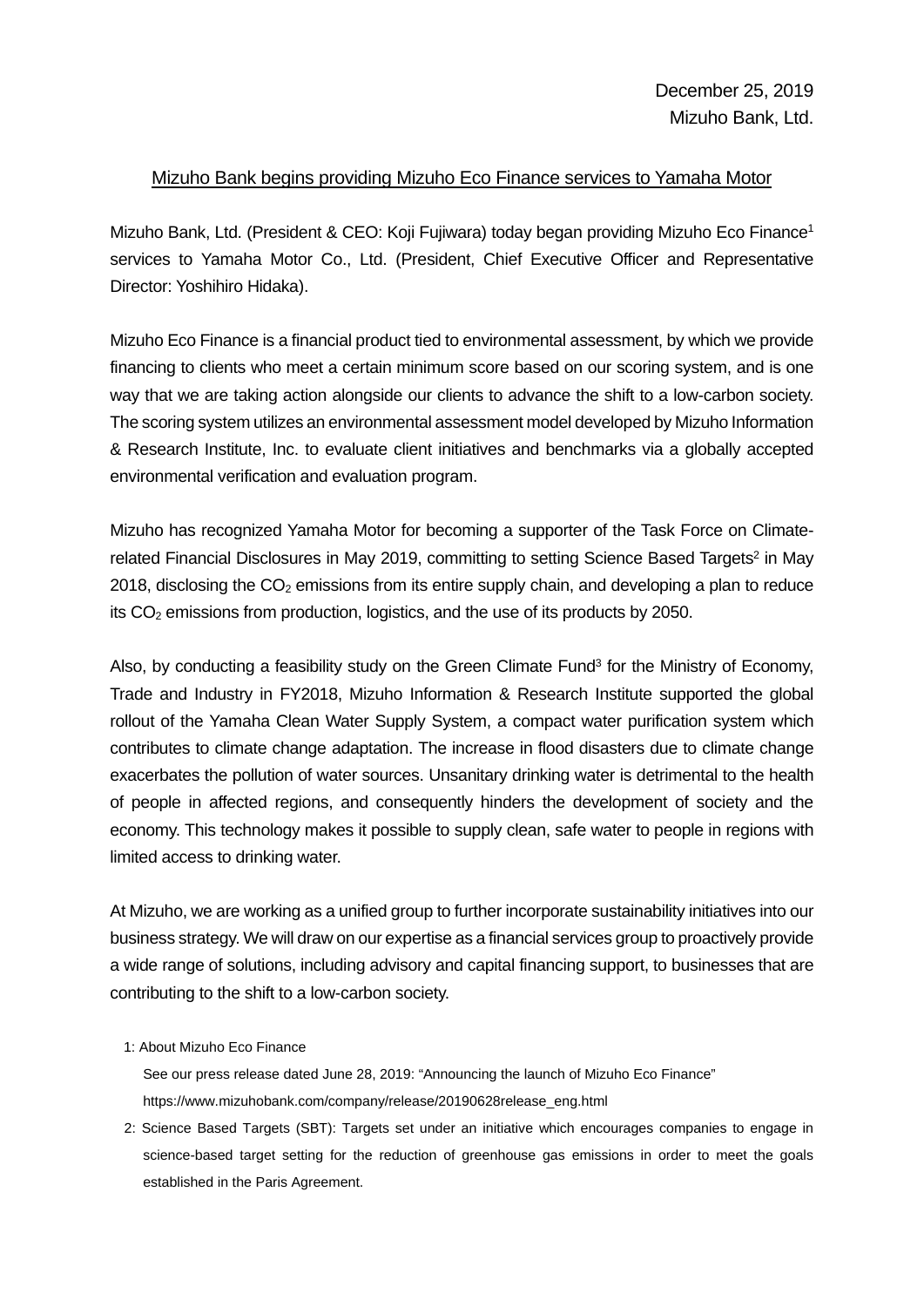December 25, 2019
Mizuho Bank, Ltd.

# Mizuho Bank begins providing Mizuho Eco Finance services to Yamaha Motor

Mizuho Bank, Ltd. (President & CEO: Koji Fujiwara) today began providing Mizuho Eco Finance[1] services to Yamaha Motor Co., Ltd. (President, Chief Executive Officer and Representative Director: Yoshihiro Hidaka).

Mizuho Eco Finance is a financial product tied to environmental assessment, by which we provide financing to clients who meet a certain minimum score based on our scoring system, and is one way that we are taking action alongside our clients to advance the shift to a low-carbon society. The scoring system utilizes an environmental assessment model developed by Mizuho Information & Research Institute, Inc. to evaluate client initiatives and benchmarks via a globally accepted environmental verification and evaluation program.

Mizuho has recognized Yamaha Motor for becoming a supporter of the Task Force on Climate-related Financial Disclosures in May 2019, committing to setting Science Based Targets[2] in May 2018, disclosing the $CO_2$ emissions from its entire supply chain, and developing a plan to reduce its $CO_2$ emissions from production, logistics, and the use of its products by 2050.

Also, by conducting a feasibility study on the Green Climate Fund[3] for the Ministry of Economy, Trade and Industry in FY2018, Mizuho Information & Research Institute supported the global rollout of the Yamaha Clean Water Supply System, a compact water purification system which contributes to climate change adaptation. The increase in flood disasters due to climate change exacerbates the pollution of water sources. Unsanitary drinking water is detrimental to the health of people in affected regions, and consequently hinders the development of society and the economy. This technology makes it possible to supply clean, safe water to people in regions with limited access to drinking water.

At Mizuho, we are working as a unified group to further incorporate sustainability initiatives into our business strategy. We will draw on our expertise as a financial services group to proactively provide a wide range of solutions, including advisory and capital financing support, to businesses that are contributing to the shift to a low-carbon society.

1: About Mizuho Eco Finance
See our press release dated June 28, 2019: "Announcing the launch of Mizuho Eco Finance"
https://www.mizuhobank.com/company/release/20190628release_eng.html

2: Science Based Targets (SBT): Targets set under an initiative which encourages companies to engage in science-based target setting for the reduction of greenhouse gas emissions in order to meet the goals established in the Paris Agreement.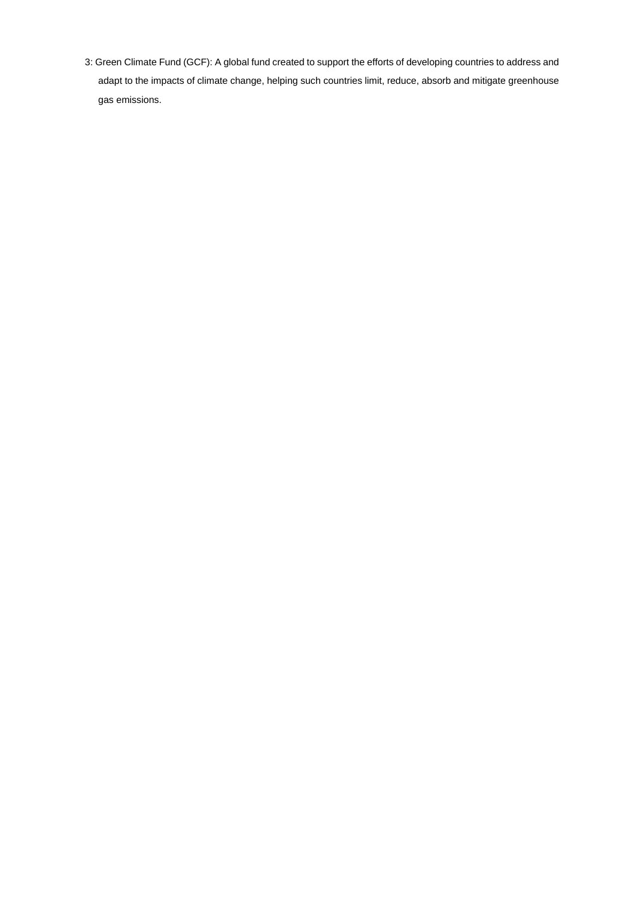3: Green Climate Fund (GCF): A global fund created to support the efforts of developing countries to address and adapt to the impacts of climate change, helping such countries limit, reduce, absorb and mitigate greenhouse gas emissions.